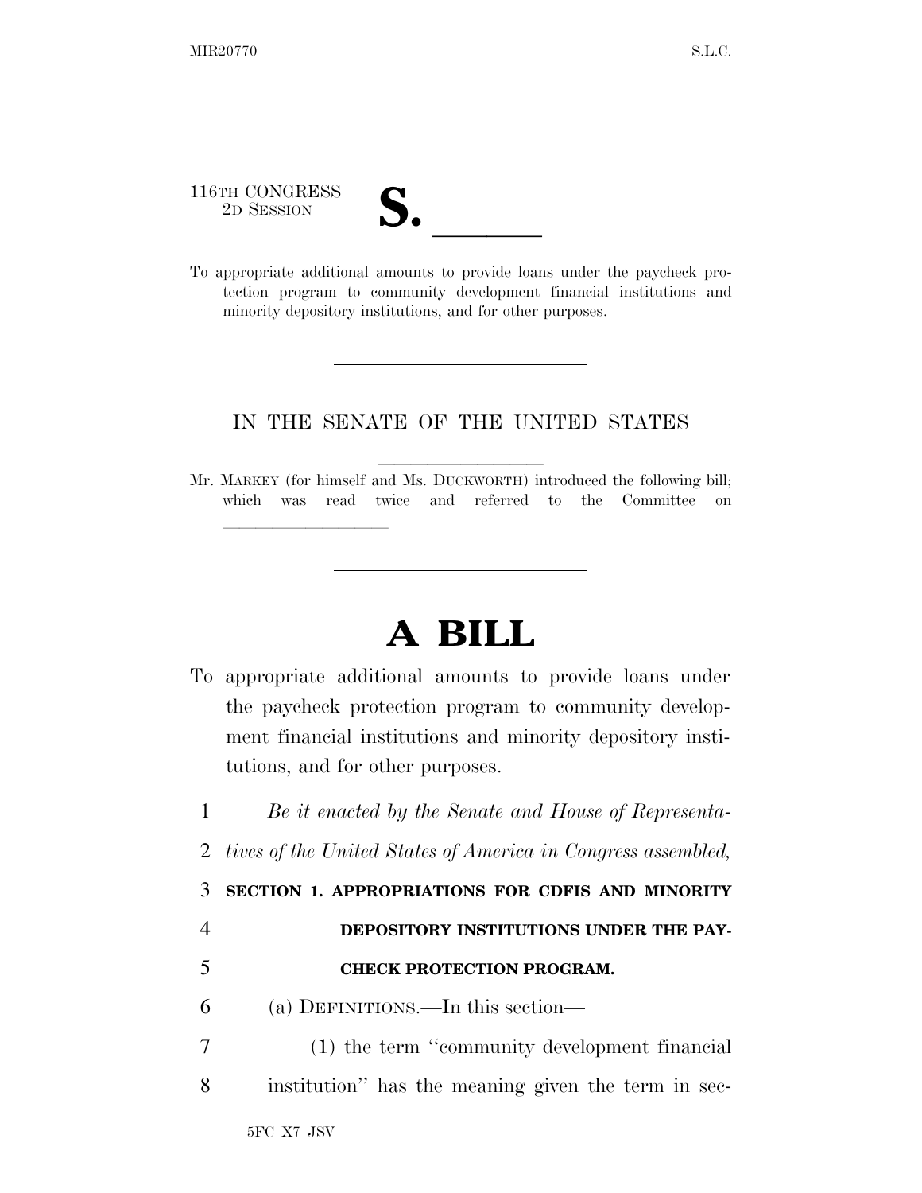116TH CONGRESS
2D SESSION

# S. ______

To appropriate additional amounts to provide loans under the paycheck protection program to community development financial institutions and minority depository institutions, and for other purposes.

---

IN THE SENATE OF THE UNITED STATES

Mr. MARKEY (for himself and Ms. DUCKWORTH) introduced the following bill; which was read twice and referred to the Committee on ______________

---

# A BILL

To appropriate additional amounts to provide loans under the paycheck protection program to community development financial institutions and minority depository institutions, and for other purposes.

1 *Be it enacted by the Senate and House of Representa-*
2 *tives of the United States of America in Congress assembled,*

3 **SECTION 1. APPROPRIATIONS FOR CDFIS AND MINORITY**
4 **DEPOSITORY INSTITUTIONS UNDER THE PAY-**
5 **CHECK PROTECTION PROGRAM.**

6 (a) DEFINITIONS.—In this section—

7 (1) the term ''community development financial
8 institution'' has the meaning given the term in sec-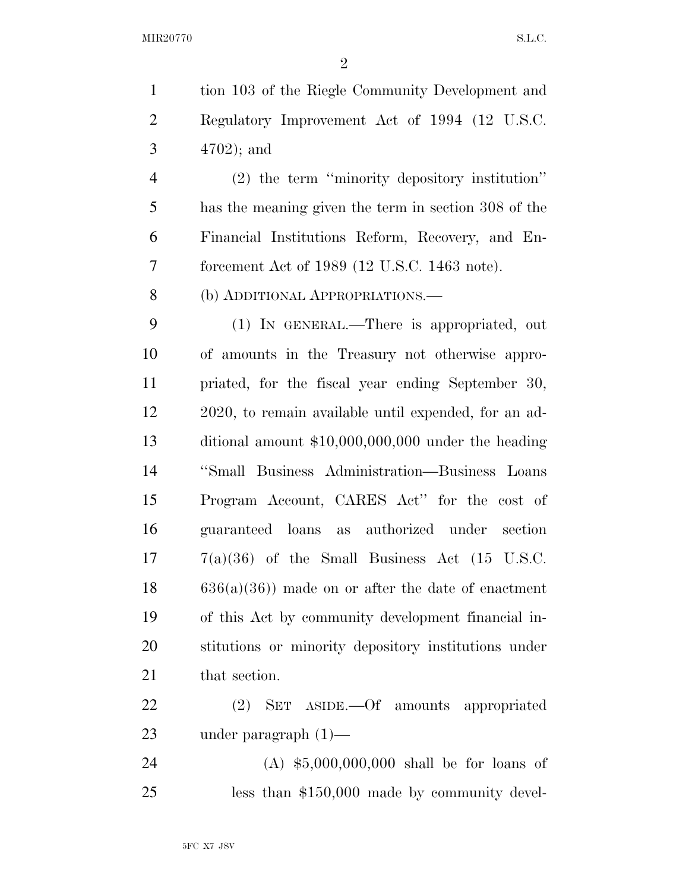tion 103 of the Riegle Community Development and Regulatory Improvement Act of 1994 (12 U.S.C. 4702); and

(2) the term ''minority depository institution'' has the meaning given the term in section 308 of the Financial Institutions Reform, Recovery, and Enforcement Act of 1989 (12 U.S.C. 1463 note).

(b) ADDITIONAL APPROPRIATIONS.—

(1) IN GENERAL.—There is appropriated, out of amounts in the Treasury not otherwise appropriated, for the fiscal year ending September 30, 2020, to remain available until expended, for an additional amount $10,000,000,000 under the heading ''Small Business Administration—Business Loans Program Account, CARES Act'' for the cost of guaranteed loans as authorized under section 7(a)(36) of the Small Business Act (15 U.S.C. 636(a)(36)) made on or after the date of enactment of this Act by community development financial institutions or minority depository institutions under that section.

(2) SET ASIDE.—Of amounts appropriated under paragraph (1)—

(A) $5,000,000,000 shall be for loans of less than $150,000 made by community devel-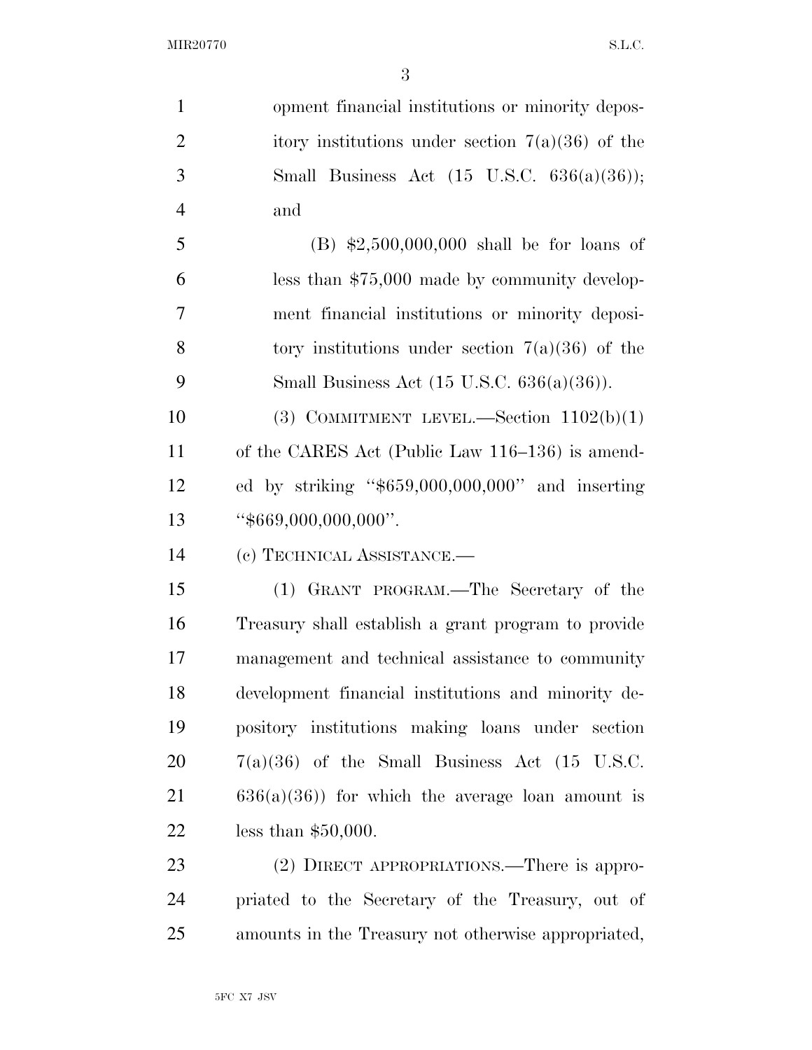opment financial institutions or minority depository institutions under section 7(a)(36) of the Small Business Act (15 U.S.C. 636(a)(36)); and

(B) $2,500,000,000 shall be for loans of less than $75,000 made by community development financial institutions or minority depository institutions under section 7(a)(36) of the Small Business Act (15 U.S.C. 636(a)(36)).

(3) COMMITMENT LEVEL.—Section 1102(b)(1) of the CARES Act (Public Law 116–136) is amended by striking "$659,000,000,000" and inserting "$669,000,000,000".

(c) TECHNICAL ASSISTANCE.—

(1) GRANT PROGRAM.—The Secretary of the Treasury shall establish a grant program to provide management and technical assistance to community development financial institutions and minority depository institutions making loans under section 7(a)(36) of the Small Business Act (15 U.S.C. 636(a)(36)) for which the average loan amount is less than $50,000.

(2) DIRECT APPROPRIATIONS.—There is appropriated to the Secretary of the Treasury, out of amounts in the Treasury not otherwise appropriated,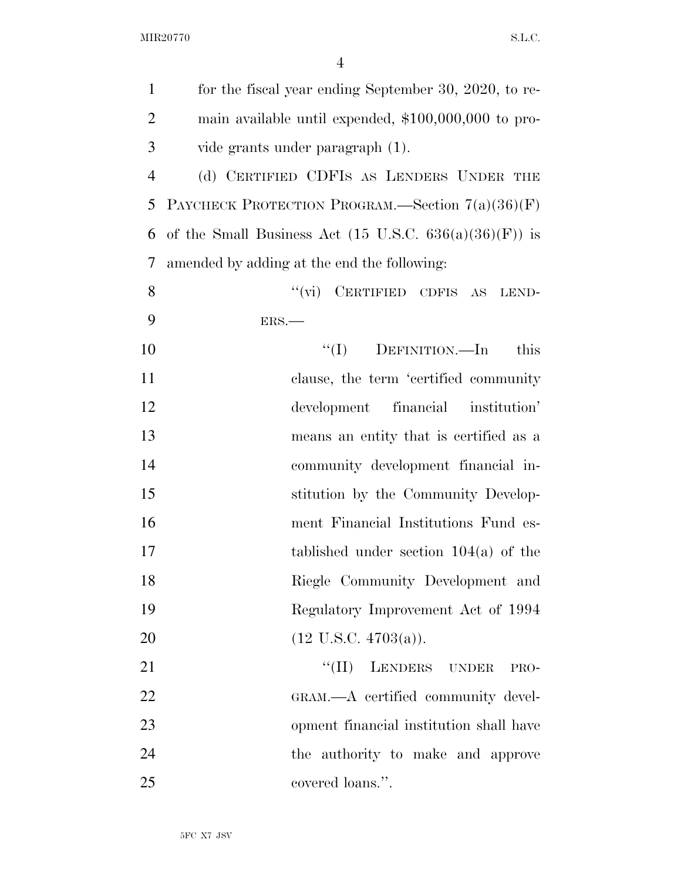for the fiscal year ending September 30, 2020, to remain available until expended, $100,000,000 to provide grants under paragraph (1).

(d) CERTIFIED CDFIS AS LENDERS UNDER THE PAYCHECK PROTECTION PROGRAM.—Section 7(a)(36)(F) of the Small Business Act (15 U.S.C. 636(a)(36)(F)) is amended by adding at the end the following:

"(vi) CERTIFIED CDFIS AS LENDERS.—

"(I) DEFINITION.—In this clause, the term 'certified community development financial institution' means an entity that is certified as a community development financial institution by the Community Development Financial Institutions Fund established under section 104(a) of the Riegle Community Development and Regulatory Improvement Act of 1994 (12 U.S.C. 4703(a)).

"(II) LENDERS UNDER PROGRAM.—A certified community development financial institution shall have the authority to make and approve covered loans.".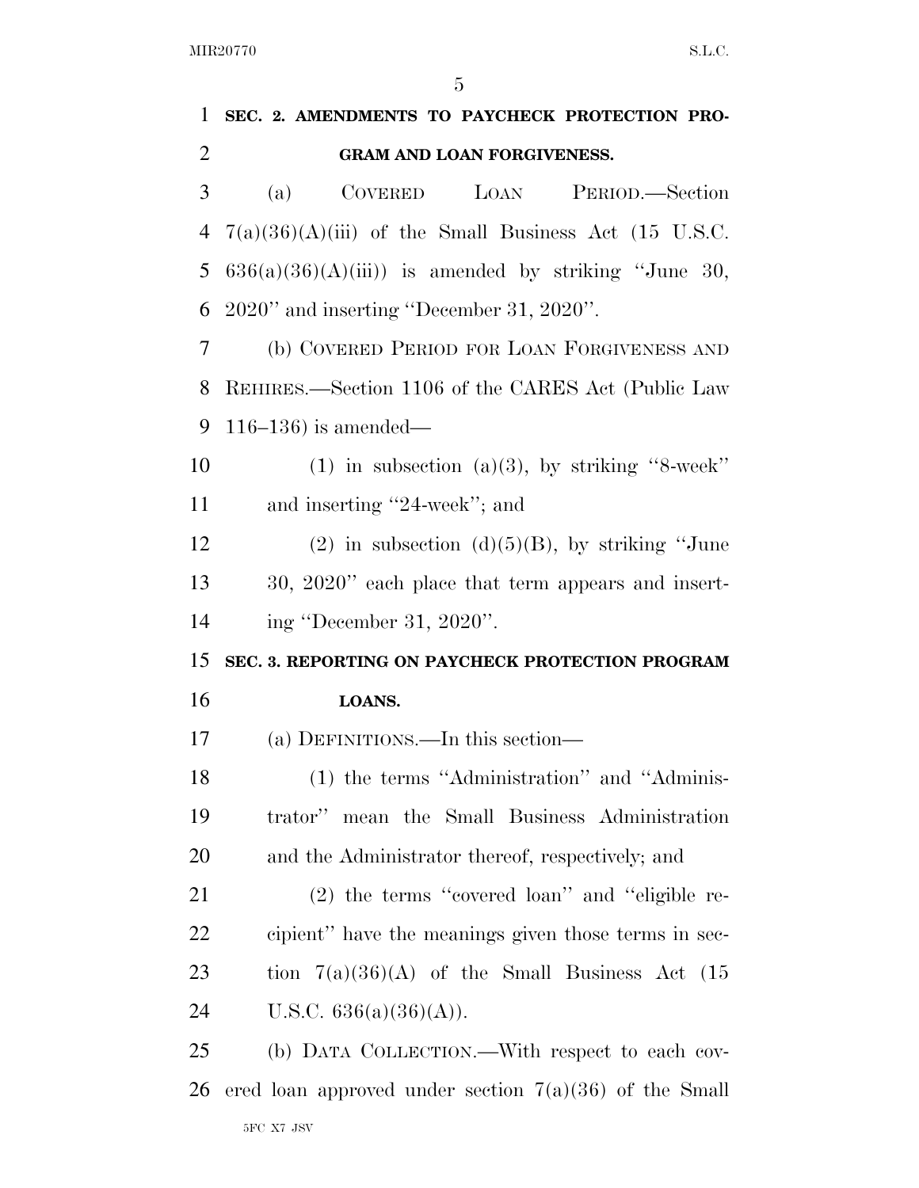**SEC. 2. AMENDMENTS TO PAYCHECK PROTECTION PROGRAM AND LOAN FORGIVENESS.**

(a) COVERED LOAN PERIOD.—Section 7(a)(36)(A)(iii) of the Small Business Act (15 U.S.C. 636(a)(36)(A)(iii)) is amended by striking "June 30, 2020" and inserting "December 31, 2020".

(b) COVERED PERIOD FOR LOAN FORGIVENESS AND REHIRES.—Section 1106 of the CARES Act (Public Law 116–136) is amended—

(1) in subsection (a)(3), by striking "8-week" and inserting "24-week"; and

(2) in subsection (d)(5)(B), by striking "June 30, 2020" each place that term appears and inserting "December 31, 2020".

**SEC. 3. REPORTING ON PAYCHECK PROTECTION PROGRAM LOANS.**

(a) DEFINITIONS.—In this section—

(1) the terms "Administration" and "Administrator" mean the Small Business Administration and the Administrator thereof, respectively; and

(2) the terms "covered loan" and "eligible recipient" have the meanings given those terms in section 7(a)(36)(A) of the Small Business Act (15 U.S.C. 636(a)(36)(A)).

(b) DATA COLLECTION.—With respect to each covered loan approved under section 7(a)(36) of the Small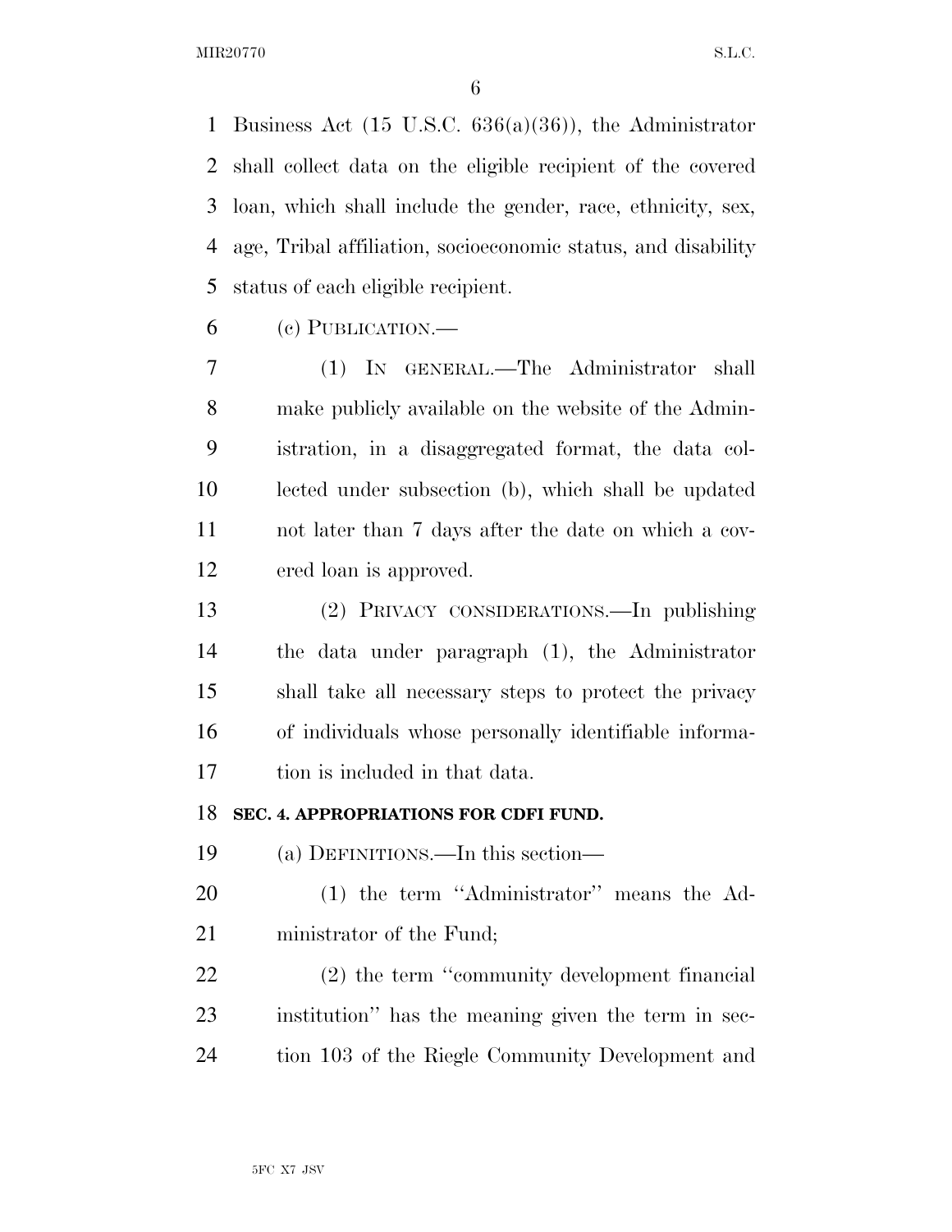Business Act (15 U.S.C. 636(a)(36)), the Administrator shall collect data on the eligible recipient of the covered loan, which shall include the gender, race, ethnicity, sex, age, Tribal affiliation, socioeconomic status, and disability status of each eligible recipient.

(c) PUBLICATION.—

(1) IN GENERAL.—The Administrator shall make publicly available on the website of the Administration, in a disaggregated format, the data collected under subsection (b), which shall be updated not later than 7 days after the date on which a covered loan is approved.

(2) PRIVACY CONSIDERATIONS.—In publishing the data under paragraph (1), the Administrator shall take all necessary steps to protect the privacy of individuals whose personally identifiable information is included in that data.

**SEC. 4. APPROPRIATIONS FOR CDFI FUND.**

(a) DEFINITIONS.—In this section—

(1) the term ''Administrator'' means the Administrator of the Fund;

(2) the term ''community development financial institution'' has the meaning given the term in section 103 of the Riegle Community Development and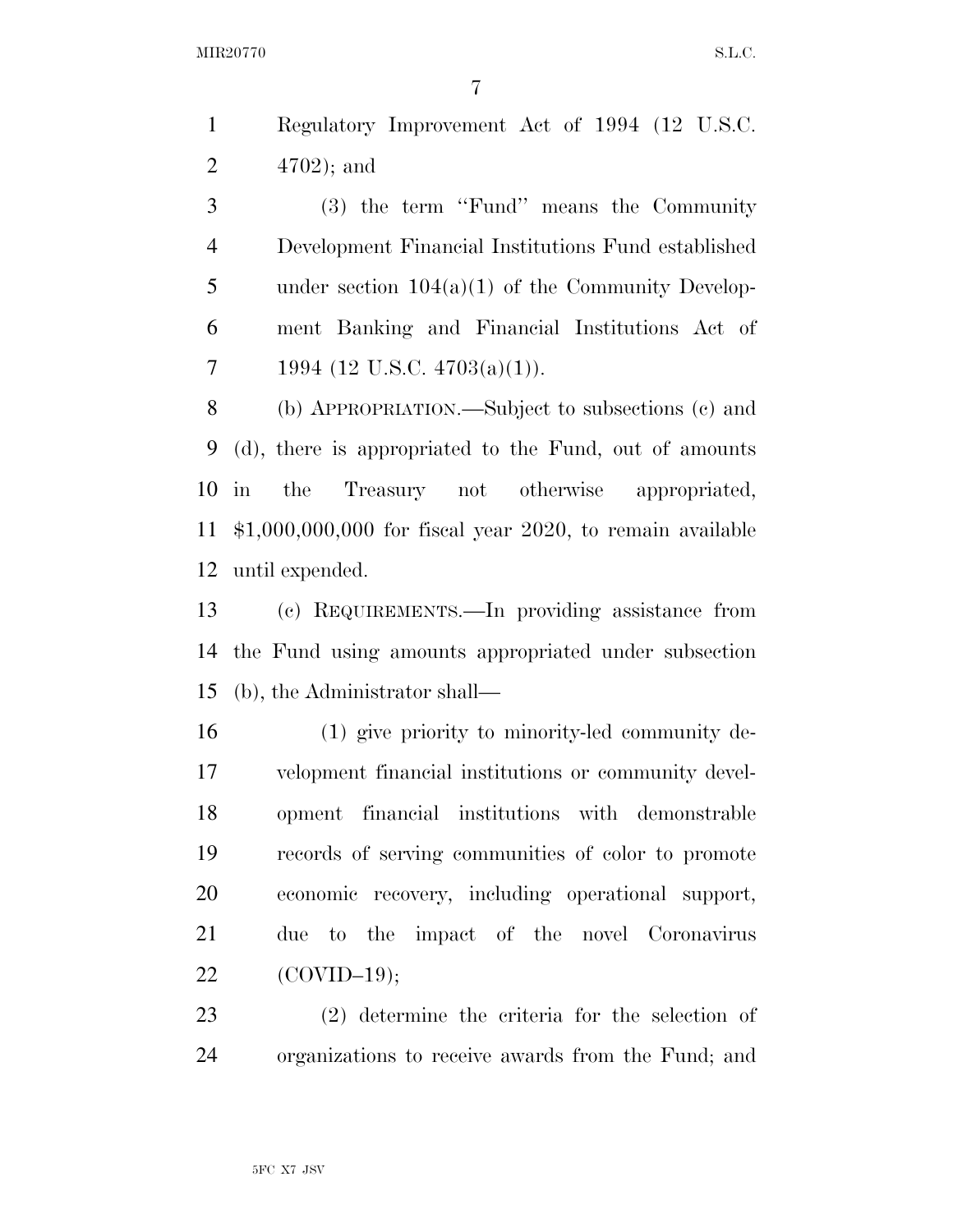Regulatory Improvement Act of 1994 (12 U.S.C. 4702); and

(3) the term ''Fund'' means the Community Development Financial Institutions Fund established under section 104(a)(1) of the Community Development Banking and Financial Institutions Act of 1994 (12 U.S.C. 4703(a)(1)).

(b) APPROPRIATION.—Subject to subsections (c) and (d), there is appropriated to the Fund, out of amounts in the Treasury not otherwise appropriated, $1,000,000,000 for fiscal year 2020, to remain available until expended.

(c) REQUIREMENTS.—In providing assistance from the Fund using amounts appropriated under subsection (b), the Administrator shall—

(1) give priority to minority-led community development financial institutions or community development financial institutions with demonstrable records of serving communities of color to promote economic recovery, including operational support, due to the impact of the novel Coronavirus (COVID–19);

(2) determine the criteria for the selection of organizations to receive awards from the Fund; and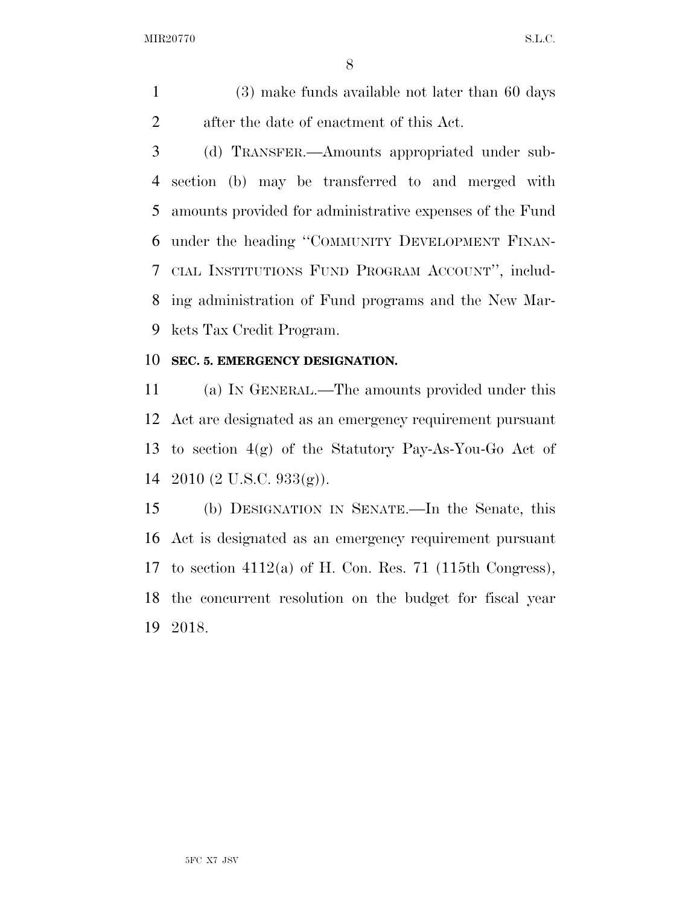(3) make funds available not later than 60 days after the date of enactment of this Act.

(d) TRANSFER.—Amounts appropriated under subsection (b) may be transferred to and merged with amounts provided for administrative expenses of the Fund under the heading "COMMUNITY DEVELOPMENT FINANCIAL INSTITUTIONS FUND PROGRAM ACCOUNT", including administration of Fund programs and the New Markets Tax Credit Program.

**SEC. 5. EMERGENCY DESIGNATION.**

(a) IN GENERAL.—The amounts provided under this Act are designated as an emergency requirement pursuant to section 4(g) of the Statutory Pay-As-You-Go Act of 2010 (2 U.S.C. 933(g)).

(b) DESIGNATION IN SENATE.—In the Senate, this Act is designated as an emergency requirement pursuant to section 4112(a) of H. Con. Res. 71 (115th Congress), the concurrent resolution on the budget for fiscal year 2018.